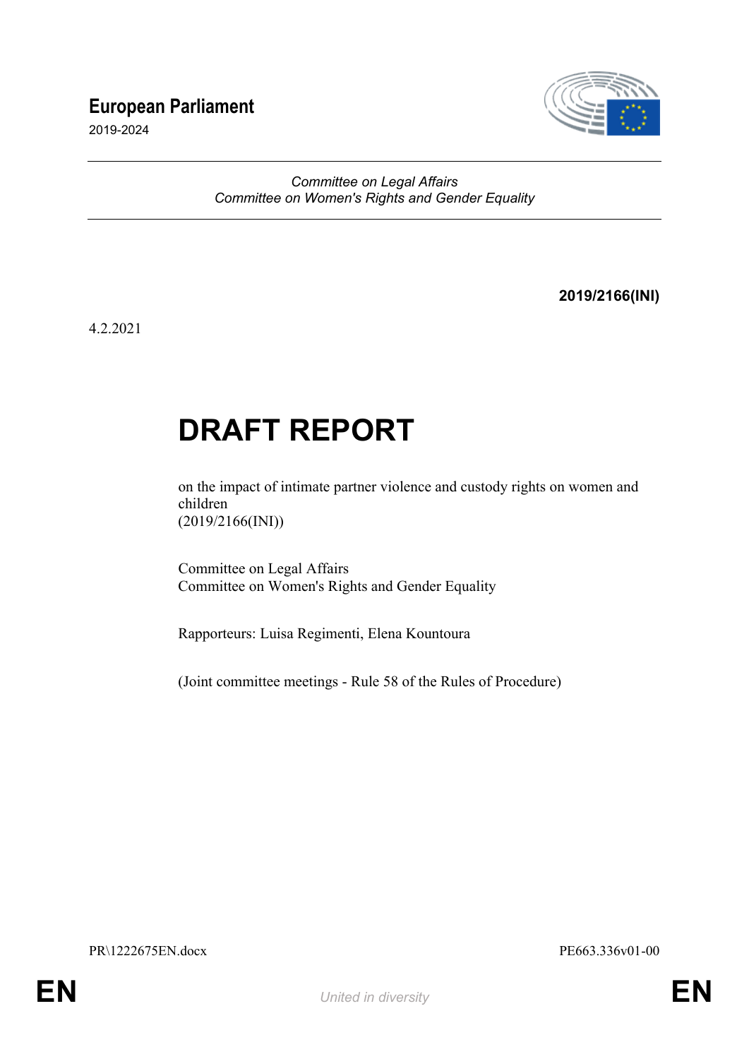**European Parliament**

2019-2024

*Committee on Legal Affairs*
*Committee on Women's Rights and Gender Equality*

**2019/2166(INI)**

4.2.2021

# DRAFT REPORT

on the impact of intimate partner violence and custody rights on women and children
(2019/2166(INI))

Committee on Legal Affairs
Committee on Women's Rights and Gender Equality

Rapporteurs: Luisa Regimenti, Elena Kountoura

(Joint committee meetings - Rule 58 of the Rules of Procedure)

PR\1222675EN.docx PE663.336v01-00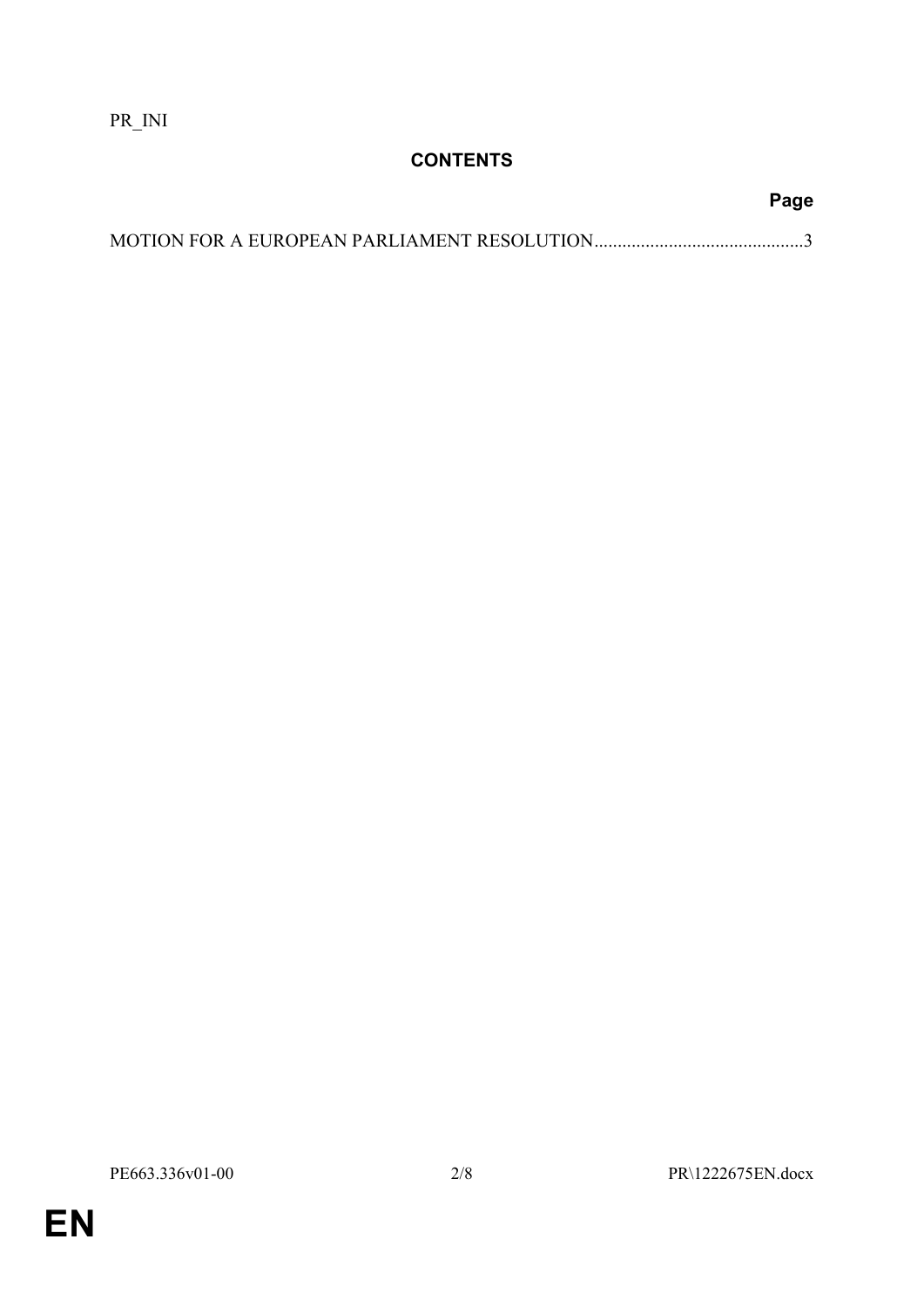PR_INI

## CONTENTS

**Page**

MOTION FOR A EUROPEAN PARLIAMENT RESOLUTION............................................3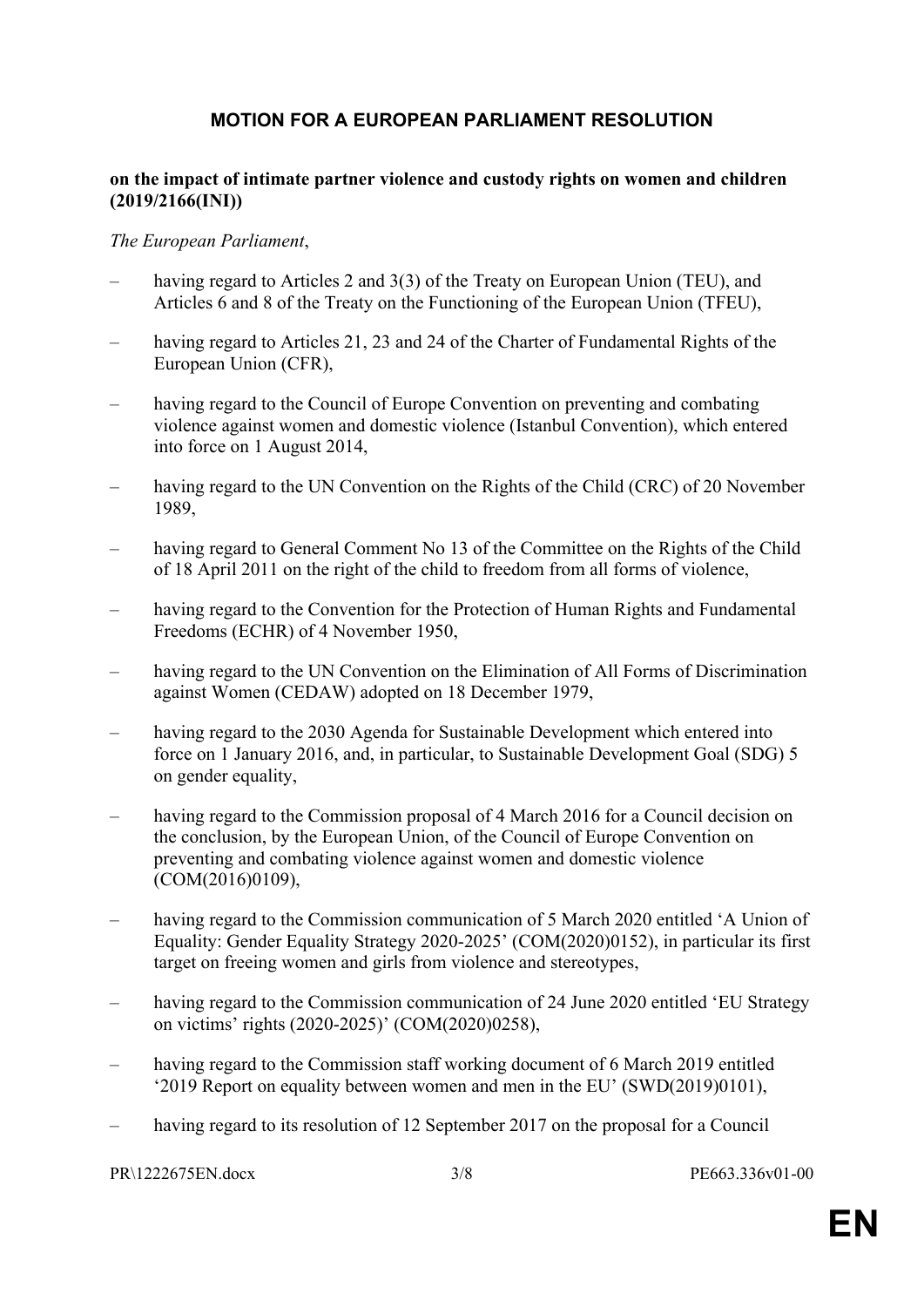## MOTION FOR A EUROPEAN PARLIAMENT RESOLUTION

**on the impact of intimate partner violence and custody rights on women and children (2019/2166(INI))**

*The European Parliament*,

– having regard to Articles 2 and 3(3) of the Treaty on European Union (TEU), and Articles 6 and 8 of the Treaty on the Functioning of the European Union (TFEU),

– having regard to Articles 21, 23 and 24 of the Charter of Fundamental Rights of the European Union (CFR),

– having regard to the Council of Europe Convention on preventing and combating violence against women and domestic violence (Istanbul Convention), which entered into force on 1 August 2014,

– having regard to the UN Convention on the Rights of the Child (CRC) of 20 November 1989,

– having regard to General Comment No 13 of the Committee on the Rights of the Child of 18 April 2011 on the right of the child to freedom from all forms of violence,

– having regard to the Convention for the Protection of Human Rights and Fundamental Freedoms (ECHR) of 4 November 1950,

– having regard to the UN Convention on the Elimination of All Forms of Discrimination against Women (CEDAW) adopted on 18 December 1979,

– having regard to the 2030 Agenda for Sustainable Development which entered into force on 1 January 2016, and, in particular, to Sustainable Development Goal (SDG) 5 on gender equality,

– having regard to the Commission proposal of 4 March 2016 for a Council decision on the conclusion, by the European Union, of the Council of Europe Convention on preventing and combating violence against women and domestic violence (COM(2016)0109),

– having regard to the Commission communication of 5 March 2020 entitled 'A Union of Equality: Gender Equality Strategy 2020-2025' (COM(2020)0152), in particular its first target on freeing women and girls from violence and stereotypes,

– having regard to the Commission communication of 24 June 2020 entitled 'EU Strategy on victims' rights (2020-2025)' (COM(2020)0258),

– having regard to the Commission staff working document of 6 March 2019 entitled '2019 Report on equality between women and men in the EU' (SWD(2019)0101),

– having regard to its resolution of 12 September 2017 on the proposal for a Council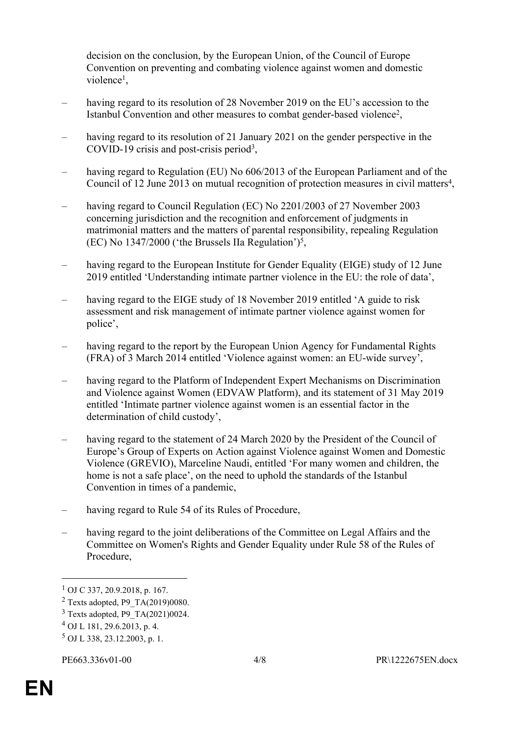decision on the conclusion, by the European Union, of the Council of Europe Convention on preventing and combating violence against women and domestic violence[1],

– having regard to its resolution of 28 November 2019 on the EU's accession to the Istanbul Convention and other measures to combat gender-based violence[2],

– having regard to its resolution of 21 January 2021 on the gender perspective in the COVID-19 crisis and post-crisis period[3],

– having regard to Regulation (EU) No 606/2013 of the European Parliament and of the Council of 12 June 2013 on mutual recognition of protection measures in civil matters[4],

– having regard to Council Regulation (EC) No 2201/2003 of 27 November 2003 concerning jurisdiction and the recognition and enforcement of judgments in matrimonial matters and the matters of parental responsibility, repealing Regulation (EC) No 1347/2000 ('the Brussels IIa Regulation')[5],

– having regard to the European Institute for Gender Equality (EIGE) study of 12 June 2019 entitled 'Understanding intimate partner violence in the EU: the role of data',

– having regard to the EIGE study of 18 November 2019 entitled 'A guide to risk assessment and risk management of intimate partner violence against women for police',

– having regard to the report by the European Union Agency for Fundamental Rights (FRA) of 3 March 2014 entitled 'Violence against women: an EU-wide survey',

– having regard to the Platform of Independent Expert Mechanisms on Discrimination and Violence against Women (EDVAW Platform), and its statement of 31 May 2019 entitled 'Intimate partner violence against women is an essential factor in the determination of child custody',

– having regard to the statement of 24 March 2020 by the President of the Council of Europe's Group of Experts on Action against Violence against Women and Domestic Violence (GREVIO), Marceline Naudi, entitled 'For many women and children, the home is not a safe place', on the need to uphold the standards of the Istanbul Convention in times of a pandemic,

– having regard to Rule 54 of its Rules of Procedure,

– having regard to the joint deliberations of the Committee on Legal Affairs and the Committee on Women's Rights and Gender Equality under Rule 58 of the Rules of Procedure,

---

[1] OJ C 337, 20.9.2018, p. 167.

[2] Texts adopted, P9_TA(2019)0080.

[3] Texts adopted, P9_TA(2021)0024.

[4] OJ L 181, 29.6.2013, p. 4.

[5] OJ L 338, 23.12.2003, p. 1.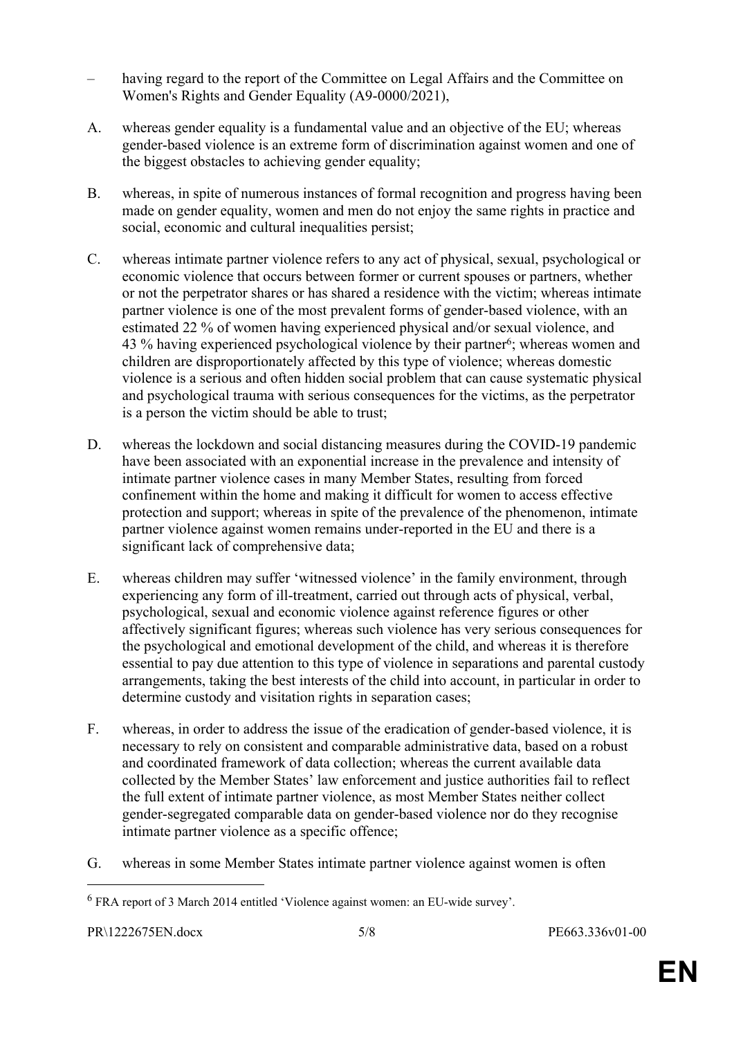– having regard to the report of the Committee on Legal Affairs and the Committee on Women's Rights and Gender Equality (A9-0000/2021),

A. whereas gender equality is a fundamental value and an objective of the EU; whereas gender-based violence is an extreme form of discrimination against women and one of the biggest obstacles to achieving gender equality;

B. whereas, in spite of numerous instances of formal recognition and progress having been made on gender equality, women and men do not enjoy the same rights in practice and social, economic and cultural inequalities persist;

C. whereas intimate partner violence refers to any act of physical, sexual, psychological or economic violence that occurs between former or current spouses or partners, whether or not the perpetrator shares or has shared a residence with the victim; whereas intimate partner violence is one of the most prevalent forms of gender-based violence, with an estimated 22 % of women having experienced physical and/or sexual violence, and 43 % having experienced psychological violence by their partner[6]; whereas women and children are disproportionately affected by this type of violence; whereas domestic violence is a serious and often hidden social problem that can cause systematic physical and psychological trauma with serious consequences for the victims, as the perpetrator is a person the victim should be able to trust;

D. whereas the lockdown and social distancing measures during the COVID-19 pandemic have been associated with an exponential increase in the prevalence and intensity of intimate partner violence cases in many Member States, resulting from forced confinement within the home and making it difficult for women to access effective protection and support; whereas in spite of the prevalence of the phenomenon, intimate partner violence against women remains under-reported in the EU and there is a significant lack of comprehensive data;

E. whereas children may suffer 'witnessed violence' in the family environment, through experiencing any form of ill-treatment, carried out through acts of physical, verbal, psychological, sexual and economic violence against reference figures or other affectively significant figures; whereas such violence has very serious consequences for the psychological and emotional development of the child, and whereas it is therefore essential to pay due attention to this type of violence in separations and parental custody arrangements, taking the best interests of the child into account, in particular in order to determine custody and visitation rights in separation cases;

F. whereas, in order to address the issue of the eradication of gender-based violence, it is necessary to rely on consistent and comparable administrative data, based on a robust and coordinated framework of data collection; whereas the current available data collected by the Member States' law enforcement and justice authorities fail to reflect the full extent of intimate partner violence, as most Member States neither collect gender-segregated comparable data on gender-based violence nor do they recognise intimate partner violence as a specific offence;

G. whereas in some Member States intimate partner violence against women is often

---

[6] FRA report of 3 March 2014 entitled 'Violence against women: an EU-wide survey'.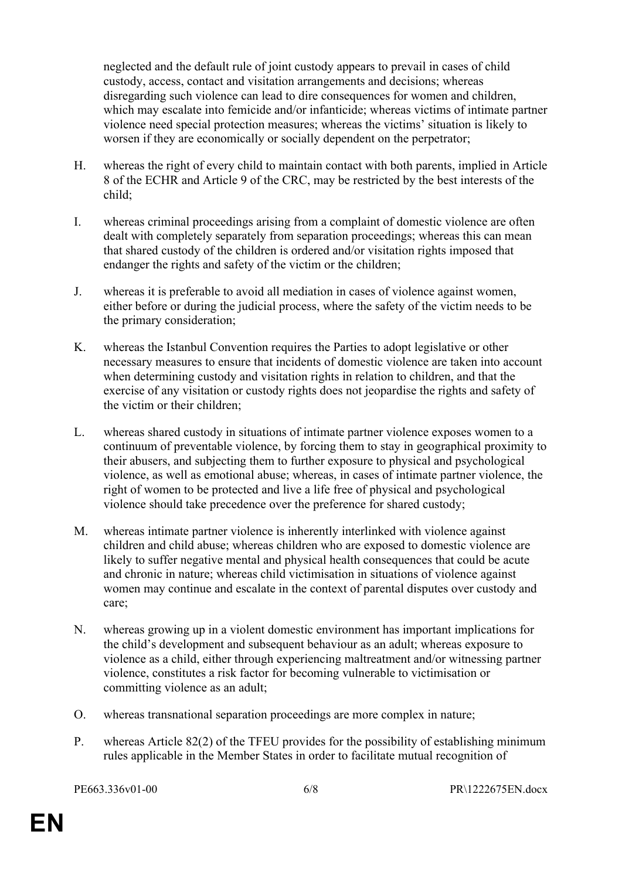neglected and the default rule of joint custody appears to prevail in cases of child custody, access, contact and visitation arrangements and decisions; whereas disregarding such violence can lead to dire consequences for women and children, which may escalate into femicide and/or infanticide; whereas victims of intimate partner violence need special protection measures; whereas the victims' situation is likely to worsen if they are economically or socially dependent on the perpetrator;

H. whereas the right of every child to maintain contact with both parents, implied in Article 8 of the ECHR and Article 9 of the CRC, may be restricted by the best interests of the child;

I. whereas criminal proceedings arising from a complaint of domestic violence are often dealt with completely separately from separation proceedings; whereas this can mean that shared custody of the children is ordered and/or visitation rights imposed that endanger the rights and safety of the victim or the children;

J. whereas it is preferable to avoid all mediation in cases of violence against women, either before or during the judicial process, where the safety of the victim needs to be the primary consideration;

K. whereas the Istanbul Convention requires the Parties to adopt legislative or other necessary measures to ensure that incidents of domestic violence are taken into account when determining custody and visitation rights in relation to children, and that the exercise of any visitation or custody rights does not jeopardise the rights and safety of the victim or their children;

L. whereas shared custody in situations of intimate partner violence exposes women to a continuum of preventable violence, by forcing them to stay in geographical proximity to their abusers, and subjecting them to further exposure to physical and psychological violence, as well as emotional abuse; whereas, in cases of intimate partner violence, the right of women to be protected and live a life free of physical and psychological violence should take precedence over the preference for shared custody;

M. whereas intimate partner violence is inherently interlinked with violence against children and child abuse; whereas children who are exposed to domestic violence are likely to suffer negative mental and physical health consequences that could be acute and chronic in nature; whereas child victimisation in situations of violence against women may continue and escalate in the context of parental disputes over custody and care;

N. whereas growing up in a violent domestic environment has important implications for the child's development and subsequent behaviour as an adult; whereas exposure to violence as a child, either through experiencing maltreatment and/or witnessing partner violence, constitutes a risk factor for becoming vulnerable to victimisation or committing violence as an adult;

O. whereas transnational separation proceedings are more complex in nature;

P. whereas Article 82(2) of the TFEU provides for the possibility of establishing minimum rules applicable in the Member States in order to facilitate mutual recognition of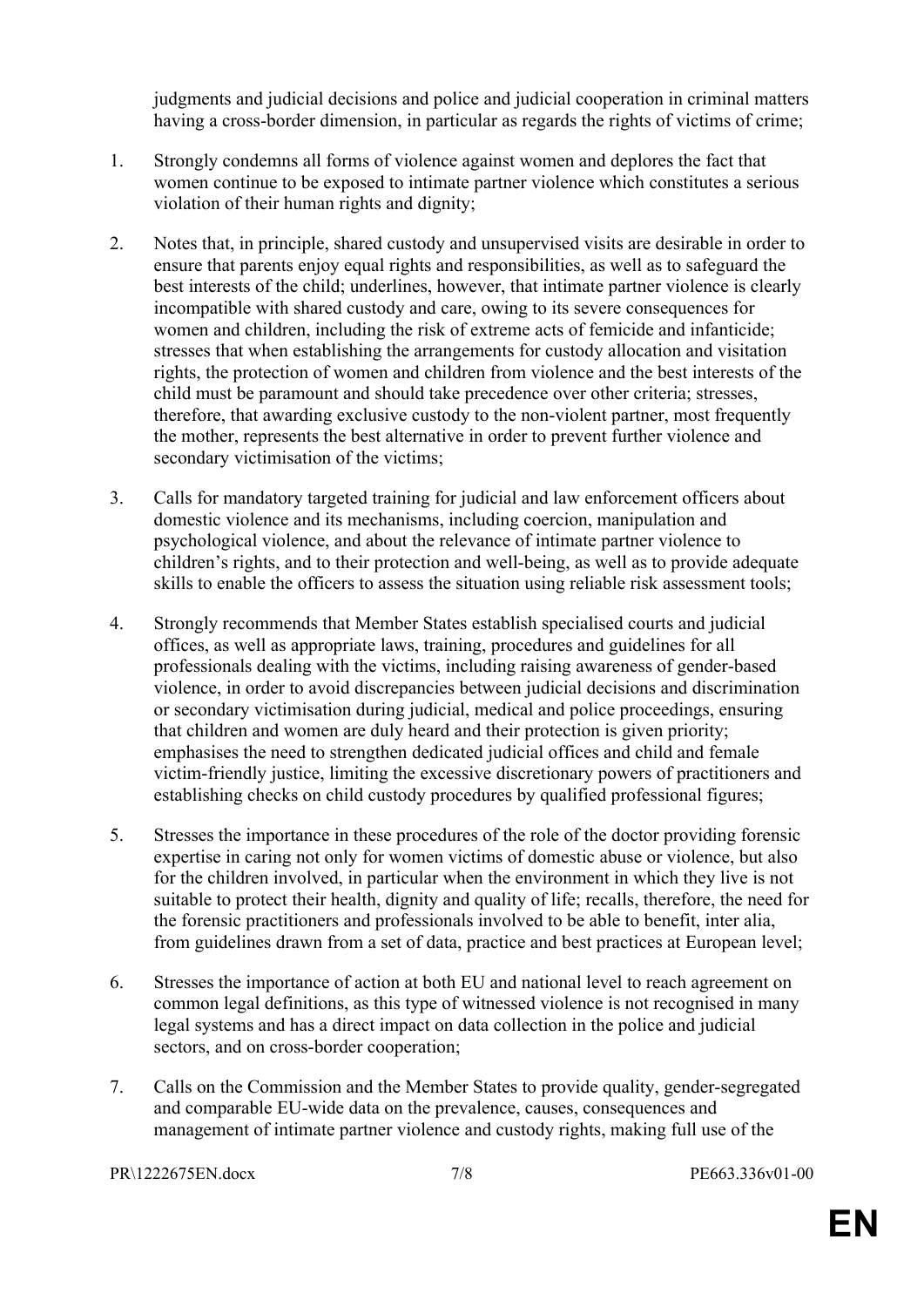judgments and judicial decisions and police and judicial cooperation in criminal matters having a cross-border dimension, in particular as regards the rights of victims of crime;

1. Strongly condemns all forms of violence against women and deplores the fact that women continue to be exposed to intimate partner violence which constitutes a serious violation of their human rights and dignity;

2. Notes that, in principle, shared custody and unsupervised visits are desirable in order to ensure that parents enjoy equal rights and responsibilities, as well as to safeguard the best interests of the child; underlines, however, that intimate partner violence is clearly incompatible with shared custody and care, owing to its severe consequences for women and children, including the risk of extreme acts of femicide and infanticide; stresses that when establishing the arrangements for custody allocation and visitation rights, the protection of women and children from violence and the best interests of the child must be paramount and should take precedence over other criteria; stresses, therefore, that awarding exclusive custody to the non-violent partner, most frequently the mother, represents the best alternative in order to prevent further violence and secondary victimisation of the victims;

3. Calls for mandatory targeted training for judicial and law enforcement officers about domestic violence and its mechanisms, including coercion, manipulation and psychological violence, and about the relevance of intimate partner violence to children's rights, and to their protection and well-being, as well as to provide adequate skills to enable the officers to assess the situation using reliable risk assessment tools;

4. Strongly recommends that Member States establish specialised courts and judicial offices, as well as appropriate laws, training, procedures and guidelines for all professionals dealing with the victims, including raising awareness of gender-based violence, in order to avoid discrepancies between judicial decisions and discrimination or secondary victimisation during judicial, medical and police proceedings, ensuring that children and women are duly heard and their protection is given priority; emphasises the need to strengthen dedicated judicial offices and child and female victim-friendly justice, limiting the excessive discretionary powers of practitioners and establishing checks on child custody procedures by qualified professional figures;

5. Stresses the importance in these procedures of the role of the doctor providing forensic expertise in caring not only for women victims of domestic abuse or violence, but also for the children involved, in particular when the environment in which they live is not suitable to protect their health, dignity and quality of life; recalls, therefore, the need for the forensic practitioners and professionals involved to be able to benefit, inter alia, from guidelines drawn from a set of data, practice and best practices at European level;

6. Stresses the importance of action at both EU and national level to reach agreement on common legal definitions, as this type of witnessed violence is not recognised in many legal systems and has a direct impact on data collection in the police and judicial sectors, and on cross-border cooperation;

7. Calls on the Commission and the Member States to provide quality, gender-segregated and comparable EU-wide data on the prevalence, causes, consequences and management of intimate partner violence and custody rights, making full use of the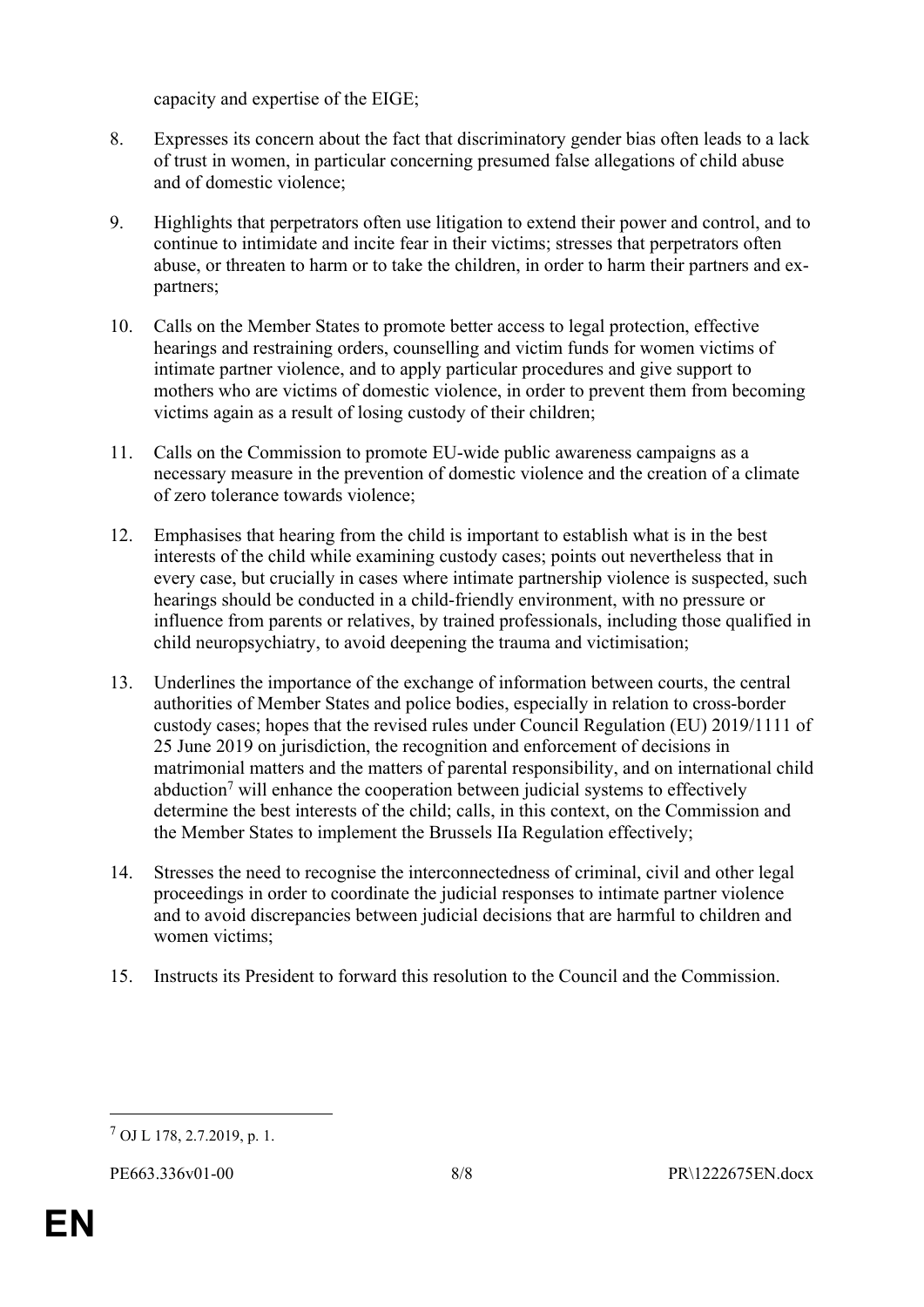capacity and expertise of the EIGE;

8. Expresses its concern about the fact that discriminatory gender bias often leads to a lack of trust in women, in particular concerning presumed false allegations of child abuse and of domestic violence;

9. Highlights that perpetrators often use litigation to extend their power and control, and to continue to intimidate and incite fear in their victims; stresses that perpetrators often abuse, or threaten to harm or to take the children, in order to harm their partners and ex-partners;

10. Calls on the Member States to promote better access to legal protection, effective hearings and restraining orders, counselling and victim funds for women victims of intimate partner violence, and to apply particular procedures and give support to mothers who are victims of domestic violence, in order to prevent them from becoming victims again as a result of losing custody of their children;

11. Calls on the Commission to promote EU-wide public awareness campaigns as a necessary measure in the prevention of domestic violence and the creation of a climate of zero tolerance towards violence;

12. Emphasises that hearing from the child is important to establish what is in the best interests of the child while examining custody cases; points out nevertheless that in every case, but crucially in cases where intimate partnership violence is suspected, such hearings should be conducted in a child-friendly environment, with no pressure or influence from parents or relatives, by trained professionals, including those qualified in child neuropsychiatry, to avoid deepening the trauma and victimisation;

13. Underlines the importance of the exchange of information between courts, the central authorities of Member States and police bodies, especially in relation to cross-border custody cases; hopes that the revised rules under Council Regulation (EU) 2019/1111 of 25 June 2019 on jurisdiction, the recognition and enforcement of decisions in matrimonial matters and the matters of parental responsibility, and on international child abduction[7] will enhance the cooperation between judicial systems to effectively determine the best interests of the child; calls, in this context, on the Commission and the Member States to implement the Brussels IIa Regulation effectively;

14. Stresses the need to recognise the interconnectedness of criminal, civil and other legal proceedings in order to coordinate the judicial responses to intimate partner violence and to avoid discrepancies between judicial decisions that are harmful to children and women victims;

15. Instructs its President to forward this resolution to the Council and the Commission.

---

[7] OJ L 178, 2.7.2019, p. 1.